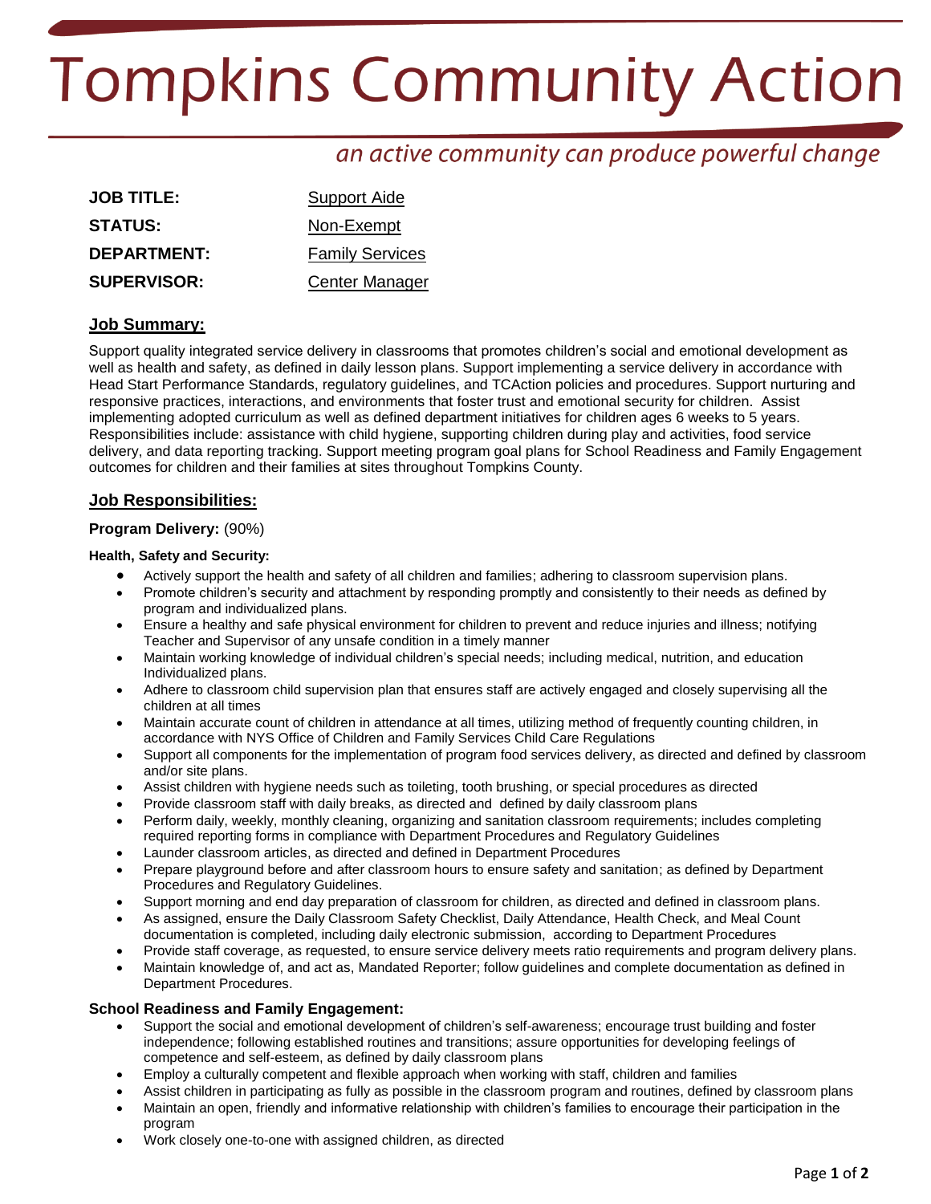# Tompkins Community Action

*an active community can produce powerful change*

| | |
|---|---|
| **JOB TITLE:** | Support Aide |
| **STATUS:** | Non-Exempt |
| **DEPARTMENT:** | Family Services |
| **SUPERVISOR:** | Center Manager |

## Job Summary:

Support quality integrated service delivery in classrooms that promotes children's social and emotional development as well as health and safety, as defined in daily lesson plans. Support implementing a service delivery in accordance with Head Start Performance Standards, regulatory guidelines, and TCAction policies and procedures. Support nurturing and responsive practices, interactions, and environments that foster trust and emotional security for children. Assist implementing adopted curriculum as well as defined department initiatives for children ages 6 weeks to 5 years. Responsibilities include: assistance with child hygiene, supporting children during play and activities, food service delivery, and data reporting tracking. Support meeting program goal plans for School Readiness and Family Engagement outcomes for children and their families at sites throughout Tompkins County.

## Job Responsibilities:

**Program Delivery:** (90%)

**Health, Safety and Security:**

- Actively support the health and safety of all children and families; adhering to classroom supervision plans.
- Promote children's security and attachment by responding promptly and consistently to their needs as defined by program and individualized plans.
- Ensure a healthy and safe physical environment for children to prevent and reduce injuries and illness; notifying Teacher and Supervisor of any unsafe condition in a timely manner
- Maintain working knowledge of individual children's special needs; including medical, nutrition, and education Individualized plans.
- Adhere to classroom child supervision plan that ensures staff are actively engaged and closely supervising all the children at all times
- Maintain accurate count of children in attendance at all times, utilizing method of frequently counting children, in accordance with NYS Office of Children and Family Services Child Care Regulations
- Support all components for the implementation of program food services delivery, as directed and defined by classroom and/or site plans.
- Assist children with hygiene needs such as toileting, tooth brushing, or special procedures as directed
- Provide classroom staff with daily breaks, as directed and defined by daily classroom plans
- Perform daily, weekly, monthly cleaning, organizing and sanitation classroom requirements; includes completing required reporting forms in compliance with Department Procedures and Regulatory Guidelines
- Launder classroom articles, as directed and defined in Department Procedures
- Prepare playground before and after classroom hours to ensure safety and sanitation; as defined by Department Procedures and Regulatory Guidelines.
- Support morning and end day preparation of classroom for children, as directed and defined in classroom plans.
- As assigned, ensure the Daily Classroom Safety Checklist, Daily Attendance, Health Check, and Meal Count documentation is completed, including daily electronic submission, according to Department Procedures
- Provide staff coverage, as requested, to ensure service delivery meets ratio requirements and program delivery plans.
- Maintain knowledge of, and act as, Mandated Reporter; follow guidelines and complete documentation as defined in Department Procedures.

**School Readiness and Family Engagement:**

- Support the social and emotional development of children's self-awareness; encourage trust building and foster independence; following established routines and transitions; assure opportunities for developing feelings of competence and self-esteem, as defined by daily classroom plans
- Employ a culturally competent and flexible approach when working with staff, children and families
- Assist children in participating as fully as possible in the classroom program and routines, defined by classroom plans
- Maintain an open, friendly and informative relationship with children's families to encourage their participation in the program
- Work closely one-to-one with assigned children, as directed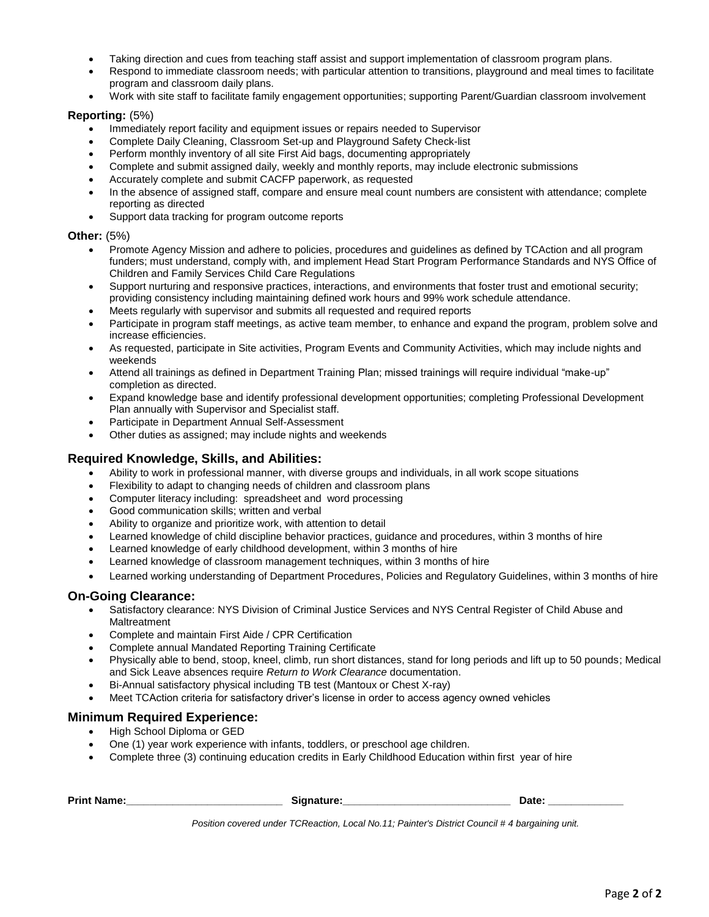- Taking direction and cues from teaching staff assist and support implementation of classroom program plans.
- Respond to immediate classroom needs; with particular attention to transitions, playground and meal times to facilitate program and classroom daily plans.
- Work with site staff to facilitate family engagement opportunities; supporting Parent/Guardian classroom involvement

**Reporting:** (5%)

- Immediately report facility and equipment issues or repairs needed to Supervisor
- Complete Daily Cleaning, Classroom Set-up and Playground Safety Check-list
- Perform monthly inventory of all site First Aid bags, documenting appropriately
- Complete and submit assigned daily, weekly and monthly reports, may include electronic submissions
- Accurately complete and submit CACFP paperwork, as requested
- In the absence of assigned staff, compare and ensure meal count numbers are consistent with attendance; complete reporting as directed
- Support data tracking for program outcome reports

**Other:** (5%)

- Promote Agency Mission and adhere to policies, procedures and guidelines as defined by TCAction and all program funders; must understand, comply with, and implement Head Start Program Performance Standards and NYS Office of Children and Family Services Child Care Regulations
- Support nurturing and responsive practices, interactions, and environments that foster trust and emotional security; providing consistency including maintaining defined work hours and 99% work schedule attendance.
- Meets regularly with supervisor and submits all requested and required reports
- Participate in program staff meetings, as active team member, to enhance and expand the program, problem solve and increase efficiencies.
- As requested, participate in Site activities, Program Events and Community Activities, which may include nights and weekends
- Attend all trainings as defined in Department Training Plan; missed trainings will require individual "make-up" completion as directed.
- Expand knowledge base and identify professional development opportunities; completing Professional Development Plan annually with Supervisor and Specialist staff.
- Participate in Department Annual Self-Assessment
- Other duties as assigned; may include nights and weekends

## Required Knowledge, Skills, and Abilities:

- Ability to work in professional manner, with diverse groups and individuals, in all work scope situations
- Flexibility to adapt to changing needs of children and classroom plans
- Computer literacy including: spreadsheet and word processing
- Good communication skills; written and verbal
- Ability to organize and prioritize work, with attention to detail
- Learned knowledge of child discipline behavior practices, guidance and procedures, within 3 months of hire
- Learned knowledge of early childhood development, within 3 months of hire
- Learned knowledge of classroom management techniques, within 3 months of hire
- Learned working understanding of Department Procedures, Policies and Regulatory Guidelines, within 3 months of hire

## On-Going Clearance:

- Satisfactory clearance: NYS Division of Criminal Justice Services and NYS Central Register of Child Abuse and Maltreatment
- Complete and maintain First Aide / CPR Certification
- Complete annual Mandated Reporting Training Certificate
- Physically able to bend, stoop, kneel, climb, run short distances, stand for long periods and lift up to 50 pounds; Medical and Sick Leave absences require *Return to Work Clearance* documentation.
- Bi-Annual satisfactory physical including TB test (Mantoux or Chest X-ray)
- Meet TCAction criteria for satisfactory driver's license in order to access agency owned vehicles

## Minimum Required Experience:

- High School Diploma or GED
- One (1) year work experience with infants, toddlers, or preschool age children.
- Complete three (3) continuing education credits in Early Childhood Education within first year of hire

**Print Name:**___________________________ **Signature:**_____________________________ **Date:** _____________

*Position covered under TCReaction, Local No.11; Painter's District Council # 4 bargaining unit.*